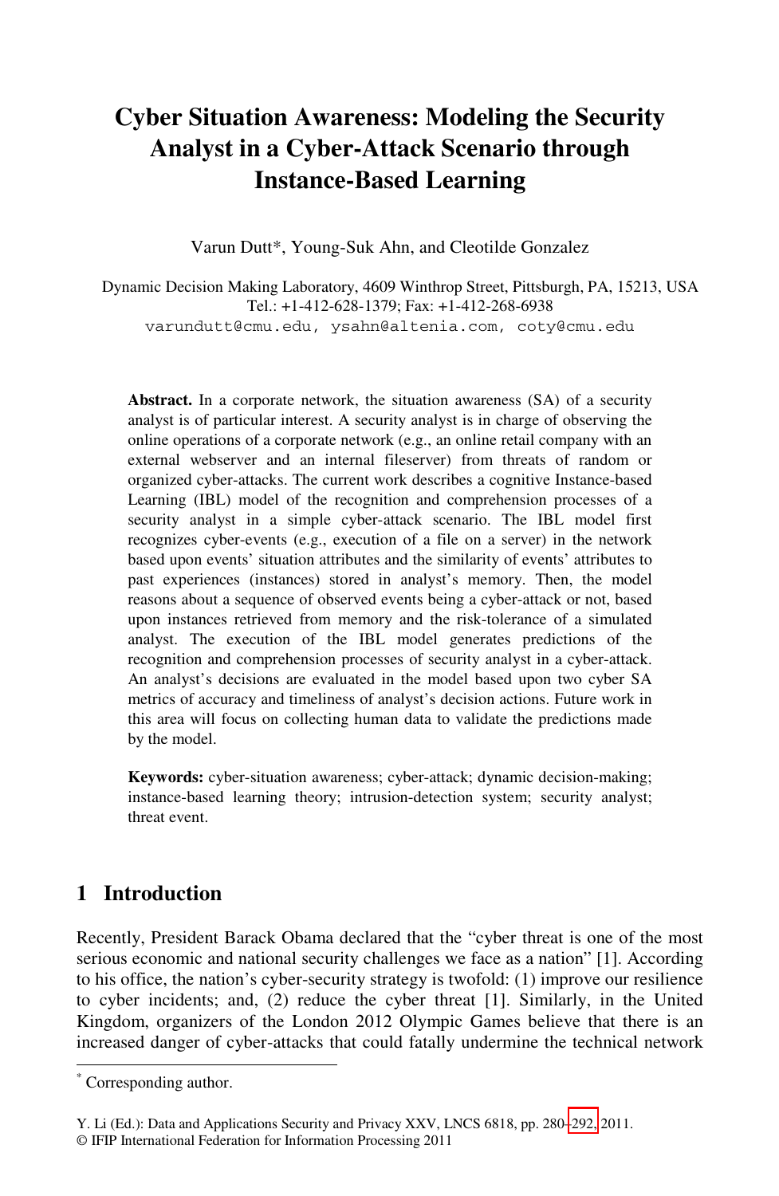# Cyber Situation Awareness: Modeling the Security Analyst in a Cyber-Attack Scenario through Instance-Based Learning

Varun Dutt*, Young-Suk Ahn, and Cleotilde Gonzalez

Dynamic Decision Making Laboratory, 4609 Winthrop Street, Pittsburgh, PA, 15213, USA
Tel.: +1-412-628-1379; Fax: +1-412-268-6938
varundutt@cmu.edu, ysahn@altenia.com, coty@cmu.edu

**Abstract.** In a corporate network, the situation awareness (SA) of a security analyst is of particular interest. A security analyst is in charge of observing the online operations of a corporate network (e.g., an online retail company with an external webserver and an internal fileserver) from threats of random or organized cyber-attacks. The current work describes a cognitive Instance-based Learning (IBL) model of the recognition and comprehension processes of a security analyst in a simple cyber-attack scenario. The IBL model first recognizes cyber-events (e.g., execution of a file on a server) in the network based upon events' situation attributes and the similarity of events' attributes to past experiences (instances) stored in analyst's memory. Then, the model reasons about a sequence of observed events being a cyber-attack or not, based upon instances retrieved from memory and the risk-tolerance of a simulated analyst. The execution of the IBL model generates predictions of the recognition and comprehension processes of security analyst in a cyber-attack. An analyst's decisions are evaluated in the model based upon two cyber SA metrics of accuracy and timeliness of analyst's decision actions. Future work in this area will focus on collecting human data to validate the predictions made by the model.

**Keywords:** cyber-situation awareness; cyber-attack; dynamic decision-making; instance-based learning theory; intrusion-detection system; security analyst; threat event.

## 1 Introduction

Recently, President Barack Obama declared that the "cyber threat is one of the most serious economic and national security challenges we face as a nation" [1]. According to his office, the nation's cyber-security strategy is twofold: (1) improve our resilience to cyber incidents; and, (2) reduce the cyber threat [1]. Similarly, in the United Kingdom, organizers of the London 2012 Olympic Games believe that there is an increased danger of cyber-attacks that could fatally undermine the technical network

* Corresponding author.

Y. Li (Ed.): Data and Applications Security and Privacy XXV, LNCS 6818, pp. 280–292, 2011.
© IFIP International Federation for Information Processing 2011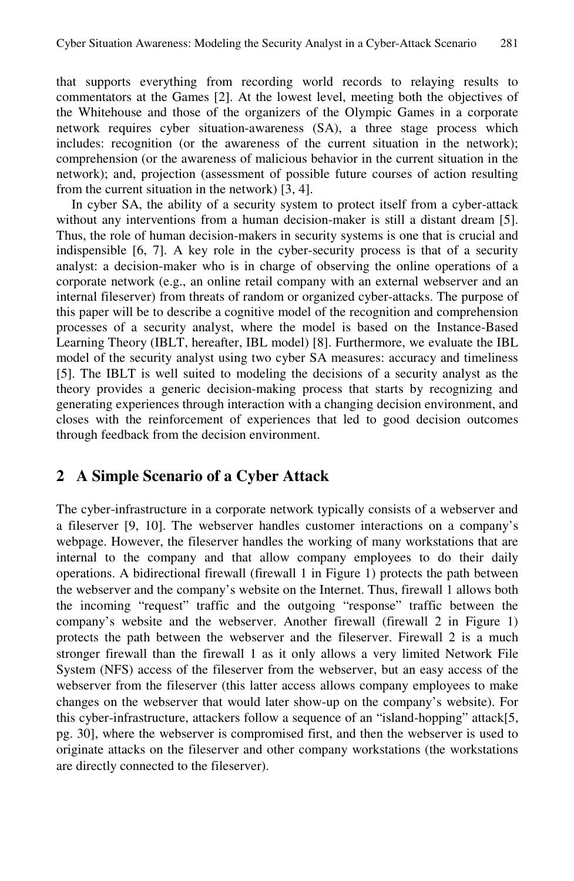that supports everything from recording world records to relaying results to commentators at the Games [2]. At the lowest level, meeting both the objectives of the Whitehouse and those of the organizers of the Olympic Games in a corporate network requires cyber situation-awareness (SA), a three stage process which includes: recognition (or the awareness of the current situation in the network); comprehension (or the awareness of malicious behavior in the current situation in the network); and, projection (assessment of possible future courses of action resulting from the current situation in the network) [3, 4].

In cyber SA, the ability of a security system to protect itself from a cyber-attack without any interventions from a human decision-maker is still a distant dream [5]. Thus, the role of human decision-makers in security systems is one that is crucial and indispensible [6, 7]. A key role in the cyber-security process is that of a security analyst: a decision-maker who is in charge of observing the online operations of a corporate network (e.g., an online retail company with an external webserver and an internal fileserver) from threats of random or organized cyber-attacks. The purpose of this paper will be to describe a cognitive model of the recognition and comprehension processes of a security analyst, where the model is based on the Instance-Based Learning Theory (IBLT, hereafter, IBL model) [8]. Furthermore, we evaluate the IBL model of the security analyst using two cyber SA measures: accuracy and timeliness [5]. The IBLT is well suited to modeling the decisions of a security analyst as the theory provides a generic decision-making process that starts by recognizing and generating experiences through interaction with a changing decision environment, and closes with the reinforcement of experiences that led to good decision outcomes through feedback from the decision environment.

## 2 A Simple Scenario of a Cyber Attack

The cyber-infrastructure in a corporate network typically consists of a webserver and a fileserver [9, 10]. The webserver handles customer interactions on a company's webpage. However, the fileserver handles the working of many workstations that are internal to the company and that allow company employees to do their daily operations. A bidirectional firewall (firewall 1 in Figure 1) protects the path between the webserver and the company's website on the Internet. Thus, firewall 1 allows both the incoming "request" traffic and the outgoing "response" traffic between the company's website and the webserver. Another firewall (firewall 2 in Figure 1) protects the path between the webserver and the fileserver. Firewall 2 is a much stronger firewall than the firewall 1 as it only allows a very limited Network File System (NFS) access of the fileserver from the webserver, but an easy access of the webserver from the fileserver (this latter access allows company employees to make changes on the webserver that would later show-up on the company's website). For this cyber-infrastructure, attackers follow a sequence of an "island-hopping" attack[5, pg. 30], where the webserver is compromised first, and then the webserver is used to originate attacks on the fileserver and other company workstations (the workstations are directly connected to the fileserver).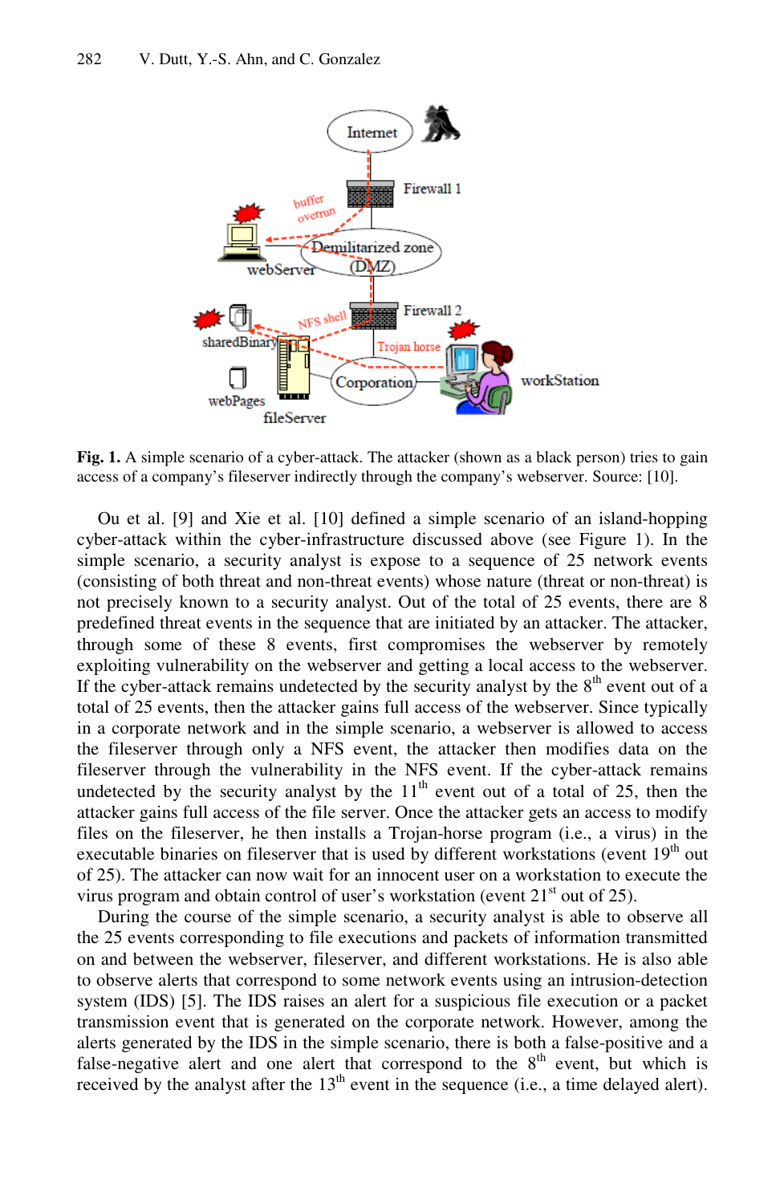Fig. 1. A simple scenario of a cyber-attack. The attacker (shown as a black person) tries to gain access of a company's fileserver indirectly through the company's webserver. Source: [10].

Ou et al. [9] and Xie et al. [10] defined a simple scenario of an island-hopping cyber-attack within the cyber-infrastructure discussed above (see Figure 1). In the simple scenario, a security analyst is expose to a sequence of 25 network events (consisting of both threat and non-threat events) whose nature (threat or non-threat) is not precisely known to a security analyst. Out of the total of 25 events, there are 8 predefined threat events in the sequence that are initiated by an attacker. The attacker, through some of these 8 events, first compromises the webserver by remotely exploiting vulnerability on the webserver and getting a local access to the webserver. If the cyber-attack remains undetected by the security analyst by the 8th event out of a total of 25 events, then the attacker gains full access of the webserver. Since typically in a corporate network and in the simple scenario, a webserver is allowed to access the fileserver through only a NFS event, the attacker then modifies data on the fileserver through the vulnerability in the NFS event. If the cyber-attack remains undetected by the security analyst by the 11th event out of a total of 25, then the attacker gains full access of the file server. Once the attacker gets an access to modify files on the fileserver, he then installs a Trojan-horse program (i.e., a virus) in the executable binaries on fileserver that is used by different workstations (event 19th out of 25). The attacker can now wait for an innocent user on a workstation to execute the virus program and obtain control of user's workstation (event 21st out of 25).

During the course of the simple scenario, a security analyst is able to observe all the 25 events corresponding to file executions and packets of information transmitted on and between the webserver, fileserver, and different workstations. He is also able to observe alerts that correspond to some network events using an intrusion-detection system (IDS) [5]. The IDS raises an alert for a suspicious file execution or a packet transmission event that is generated on the corporate network. However, among the alerts generated by the IDS in the simple scenario, there is both a false-positive and a false-negative alert and one alert that correspond to the 8th event, but which is received by the analyst after the 13th event in the sequence (i.e., a time delayed alert).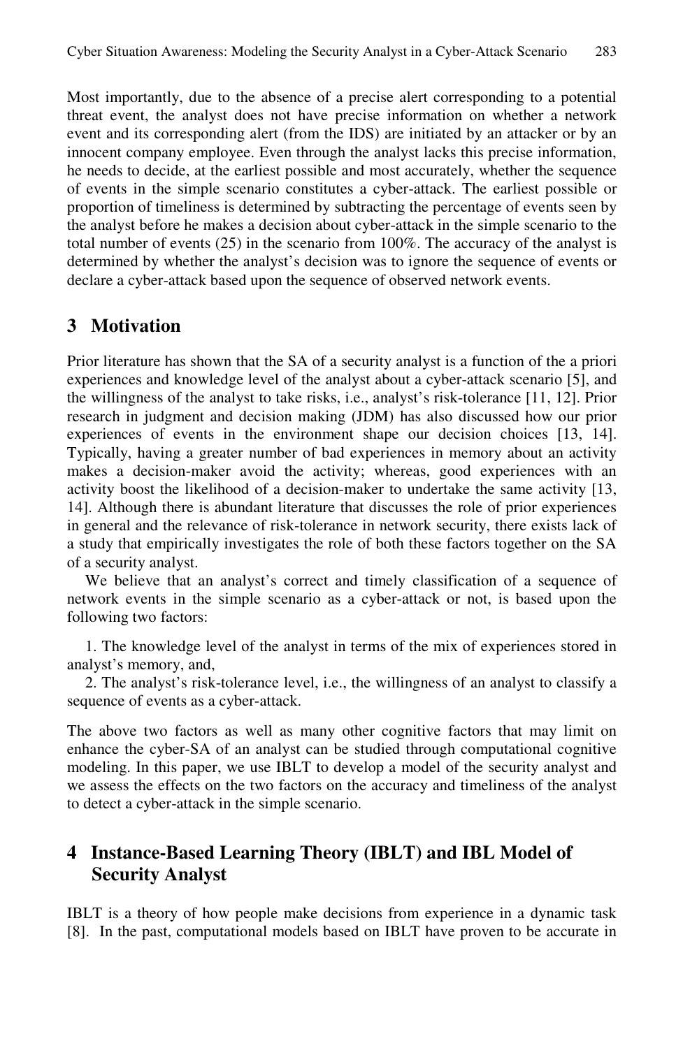Most importantly, due to the absence of a precise alert corresponding to a potential threat event, the analyst does not have precise information on whether a network event and its corresponding alert (from the IDS) are initiated by an attacker or by an innocent company employee. Even through the analyst lacks this precise information, he needs to decide, at the earliest possible and most accurately, whether the sequence of events in the simple scenario constitutes a cyber-attack. The earliest possible or proportion of timeliness is determined by subtracting the percentage of events seen by the analyst before he makes a decision about cyber-attack in the simple scenario to the total number of events (25) in the scenario from 100%. The accuracy of the analyst is determined by whether the analyst's decision was to ignore the sequence of events or declare a cyber-attack based upon the sequence of observed network events.

## 3 Motivation

Prior literature has shown that the SA of a security analyst is a function of the a priori experiences and knowledge level of the analyst about a cyber-attack scenario [5], and the willingness of the analyst to take risks, i.e., analyst's risk-tolerance [11, 12]. Prior research in judgment and decision making (JDM) has also discussed how our prior experiences of events in the environment shape our decision choices [13, 14]. Typically, having a greater number of bad experiences in memory about an activity makes a decision-maker avoid the activity; whereas, good experiences with an activity boost the likelihood of a decision-maker to undertake the same activity [13, 14]. Although there is abundant literature that discusses the role of prior experiences in general and the relevance of risk-tolerance in network security, there exists lack of a study that empirically investigates the role of both these factors together on the SA of a security analyst.

We believe that an analyst's correct and timely classification of a sequence of network events in the simple scenario as a cyber-attack or not, is based upon the following two factors:

1. The knowledge level of the analyst in terms of the mix of experiences stored in analyst's memory, and,
2. The analyst's risk-tolerance level, i.e., the willingness of an analyst to classify a sequence of events as a cyber-attack.

The above two factors as well as many other cognitive factors that may limit on enhance the cyber-SA of an analyst can be studied through computational cognitive modeling. In this paper, we use IBLT to develop a model of the security analyst and we assess the effects on the two factors on the accuracy and timeliness of the analyst to detect a cyber-attack in the simple scenario.

## 4 Instance-Based Learning Theory (IBLT) and IBL Model of Security Analyst

IBLT is a theory of how people make decisions from experience in a dynamic task [8]. In the past, computational models based on IBLT have proven to be accurate in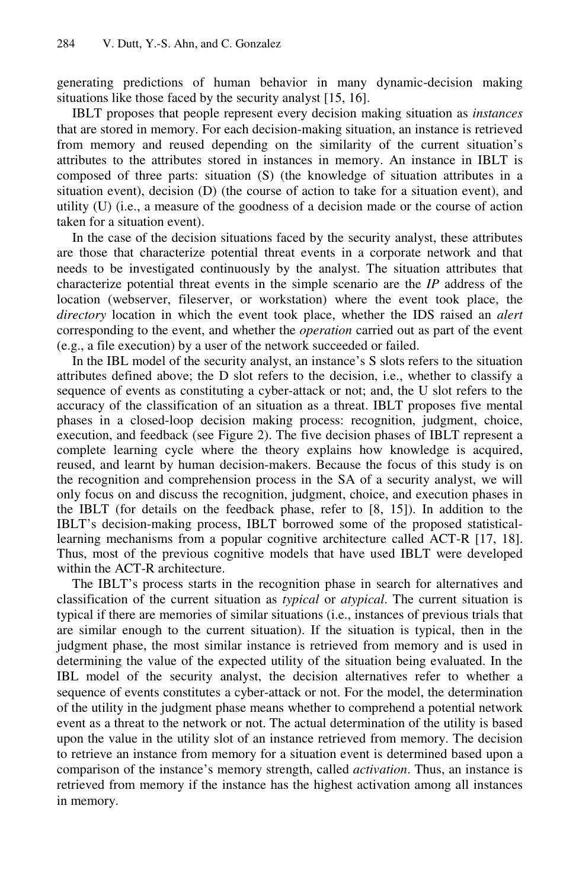generating predictions of human behavior in many dynamic-decision making situations like those faced by the security analyst [15, 16].

IBLT proposes that people represent every decision making situation as *instances* that are stored in memory. For each decision-making situation, an instance is retrieved from memory and reused depending on the similarity of the current situation's attributes to the attributes stored in instances in memory. An instance in IBLT is composed of three parts: situation (S) (the knowledge of situation attributes in a situation event), decision (D) (the course of action to take for a situation event), and utility (U) (i.e., a measure of the goodness of a decision made or the course of action taken for a situation event).

In the case of the decision situations faced by the security analyst, these attributes are those that characterize potential threat events in a corporate network and that needs to be investigated continuously by the analyst. The situation attributes that characterize potential threat events in the simple scenario are the *IP* address of the location (webserver, fileserver, or workstation) where the event took place, the *directory* location in which the event took place, whether the IDS raised an *alert* corresponding to the event, and whether the *operation* carried out as part of the event (e.g., a file execution) by a user of the network succeeded or failed.

In the IBL model of the security analyst, an instance's S slots refers to the situation attributes defined above; the D slot refers to the decision, i.e., whether to classify a sequence of events as constituting a cyber-attack or not; and, the U slot refers to the accuracy of the classification of an situation as a threat. IBLT proposes five mental phases in a closed-loop decision making process: recognition, judgment, choice, execution, and feedback (see Figure 2). The five decision phases of IBLT represent a complete learning cycle where the theory explains how knowledge is acquired, reused, and learnt by human decision-makers. Because the focus of this study is on the recognition and comprehension process in the SA of a security analyst, we will only focus on and discuss the recognition, judgment, choice, and execution phases in the IBLT (for details on the feedback phase, refer to [8, 15]). In addition to the IBLT's decision-making process, IBLT borrowed some of the proposed statistical-learning mechanisms from a popular cognitive architecture called ACT-R [17, 18]. Thus, most of the previous cognitive models that have used IBLT were developed within the ACT-R architecture.

The IBLT's process starts in the recognition phase in search for alternatives and classification of the current situation as *typical* or *atypical*. The current situation is typical if there are memories of similar situations (i.e., instances of previous trials that are similar enough to the current situation). If the situation is typical, then in the judgment phase, the most similar instance is retrieved from memory and is used in determining the value of the expected utility of the situation being evaluated. In the IBL model of the security analyst, the decision alternatives refer to whether a sequence of events constitutes a cyber-attack or not. For the model, the determination of the utility in the judgment phase means whether to comprehend a potential network event as a threat to the network or not. The actual determination of the utility is based upon the value in the utility slot of an instance retrieved from memory. The decision to retrieve an instance from memory for a situation event is determined based upon a comparison of the instance's memory strength, called *activation*. Thus, an instance is retrieved from memory if the instance has the highest activation among all instances in memory.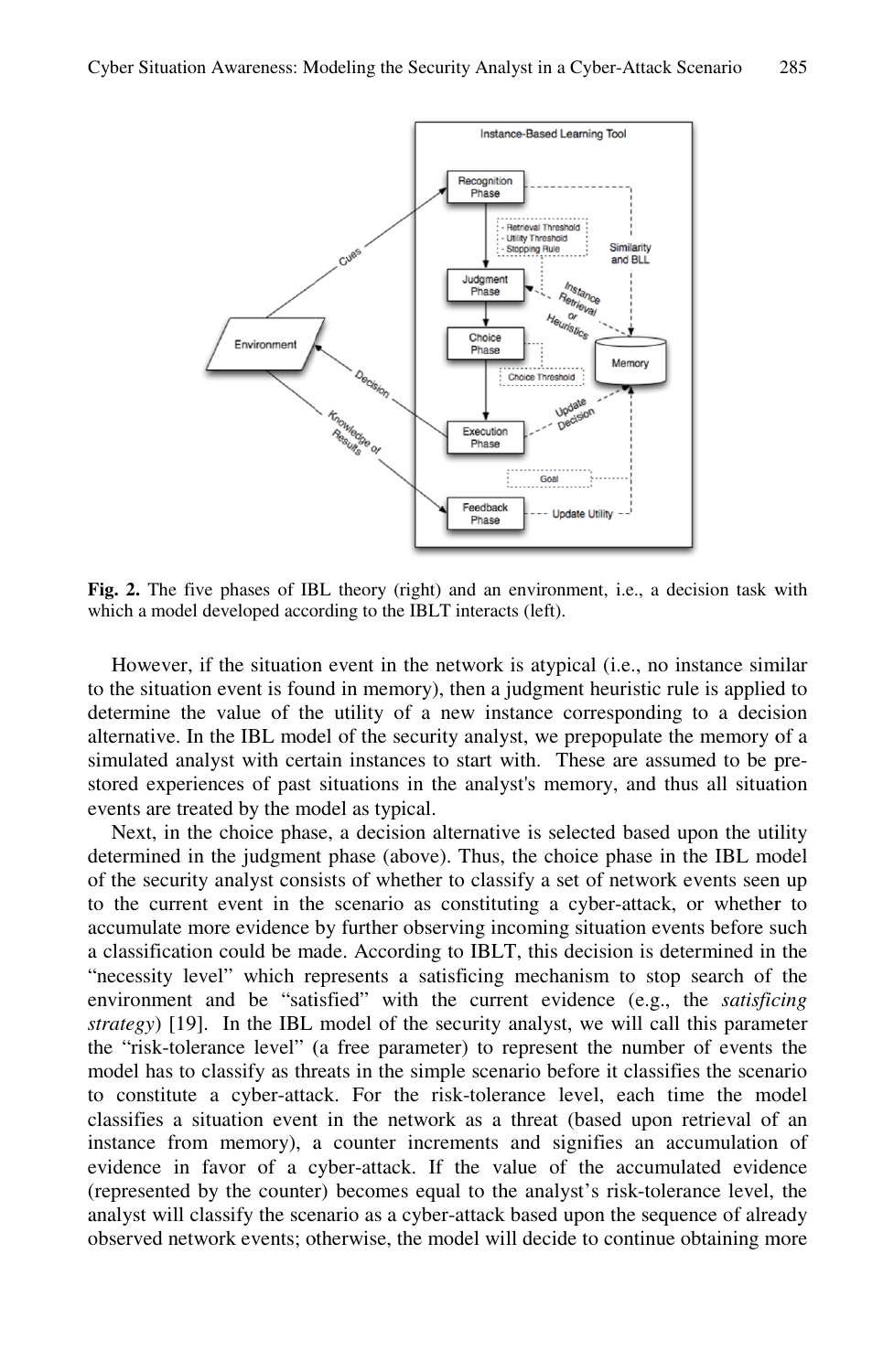**Fig. 2.** The five phases of IBL theory (right) and an environment, i.e., a decision task with which a model developed according to the IBLT interacts (left).

However, if the situation event in the network is atypical (i.e., no instance similar to the situation event is found in memory), then a judgment heuristic rule is applied to determine the value of the utility of a new instance corresponding to a decision alternative. In the IBL model of the security analyst, we prepopulate the memory of a simulated analyst with certain instances to start with. These are assumed to be pre-stored experiences of past situations in the analyst's memory, and thus all situation events are treated by the model as typical.

Next, in the choice phase, a decision alternative is selected based upon the utility determined in the judgment phase (above). Thus, the choice phase in the IBL model of the security analyst consists of whether to classify a set of network events seen up to the current event in the scenario as constituting a cyber-attack, or whether to accumulate more evidence by further observing incoming situation events before such a classification could be made. According to IBLT, this decision is determined in the "necessity level" which represents a satisficing mechanism to stop search of the environment and be "satisfied" with the current evidence (e.g., the *satisficing strategy*) [19]. In the IBL model of the security analyst, we will call this parameter the "risk-tolerance level" (a free parameter) to represent the number of events the model has to classify as threats in the simple scenario before it classifies the scenario to constitute a cyber-attack. For the risk-tolerance level, each time the model classifies a situation event in the network as a threat (based upon retrieval of an instance from memory), a counter increments and signifies an accumulation of evidence in favor of a cyber-attack. If the value of the accumulated evidence (represented by the counter) becomes equal to the analyst's risk-tolerance level, the analyst will classify the scenario as a cyber-attack based upon the sequence of already observed network events; otherwise, the model will decide to continue obtaining more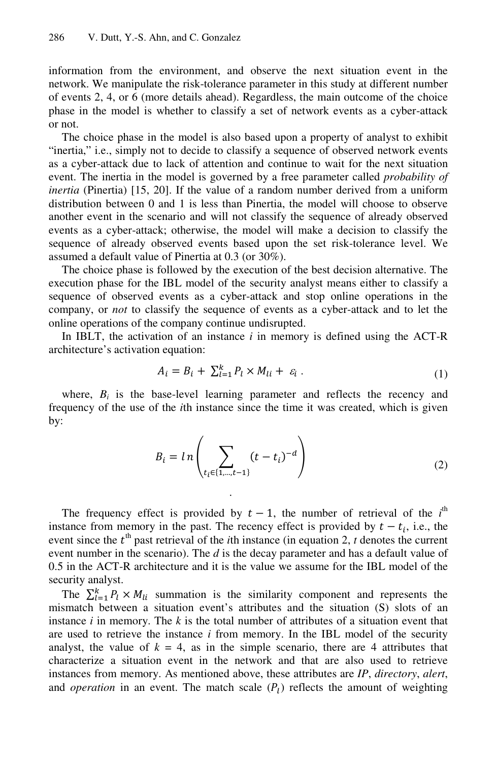information from the environment, and observe the next situation event in the network. We manipulate the risk-tolerance parameter in this study at different number of events 2, 4, or 6 (more details ahead). Regardless, the main outcome of the choice phase in the model is whether to classify a set of network events as a cyber-attack or not.

The choice phase in the model is also based upon a property of analyst to exhibit "inertia," i.e., simply not to decide to classify a sequence of observed network events as a cyber-attack due to lack of attention and continue to wait for the next situation event. The inertia in the model is governed by a free parameter called *probability of inertia* (Pinertia) [15, 20]. If the value of a random number derived from a uniform distribution between 0 and 1 is less than Pinertia, the model will choose to observe another event in the scenario and will not classify the sequence of already observed events as a cyber-attack; otherwise, the model will make a decision to classify the sequence of already observed events based upon the set risk-tolerance level. We assumed a default value of Pinertia at 0.3 (or 30%).

The choice phase is followed by the execution of the best decision alternative. The execution phase for the IBL model of the security analyst means either to classify a sequence of observed events as a cyber-attack and stop online operations in the company, or *not* to classify the sequence of events as a cyber-attack and to let the online operations of the company continue undisrupted.

In IBLT, the activation of an instance *i* in memory is defined using the ACT-R architecture's activation equation:

$$A_i = B_i + \sum_{l=1}^{k} P_l \times M_{li} + \varepsilon_i \, . \tag{1}$$

where, $B_i$ is the base-level learning parameter and reflects the recency and frequency of the use of the *i*th instance since the time it was created, which is given by:

$$B_i = ln\left(\sum_{t_i \in \{1,\ldots,t-1\}} (t - t_i)^{-d}\right) \tag{2}$$

The frequency effect is provided by $t - 1$, the number of retrieval of the $i^{\text{th}}$ instance from memory in the past. The recency effect is provided by $t - t_i$, i.e., the event since the $t^{\text{th}}$ past retrieval of the *i*th instance (in equation 2, *t* denotes the current event number in the scenario). The *d* is the decay parameter and has a default value of 0.5 in the ACT-R architecture and it is the value we assume for the IBL model of the security analyst.

The $\sum_{l=1}^{k} P_l \times M_{li}$ summation is the similarity component and represents the mismatch between a situation event's attributes and the situation (S) slots of an instance *i* in memory. The *k* is the total number of attributes of a situation event that are used to retrieve the instance *i* from memory. In the IBL model of the security analyst, the value of *k* = 4, as in the simple scenario, there are 4 attributes that characterize a situation event in the network and that are also used to retrieve instances from memory. As mentioned above, these attributes are *IP*, *directory*, *alert*, and *operation* in an event. The match scale ($P_l$) reflects the amount of weighting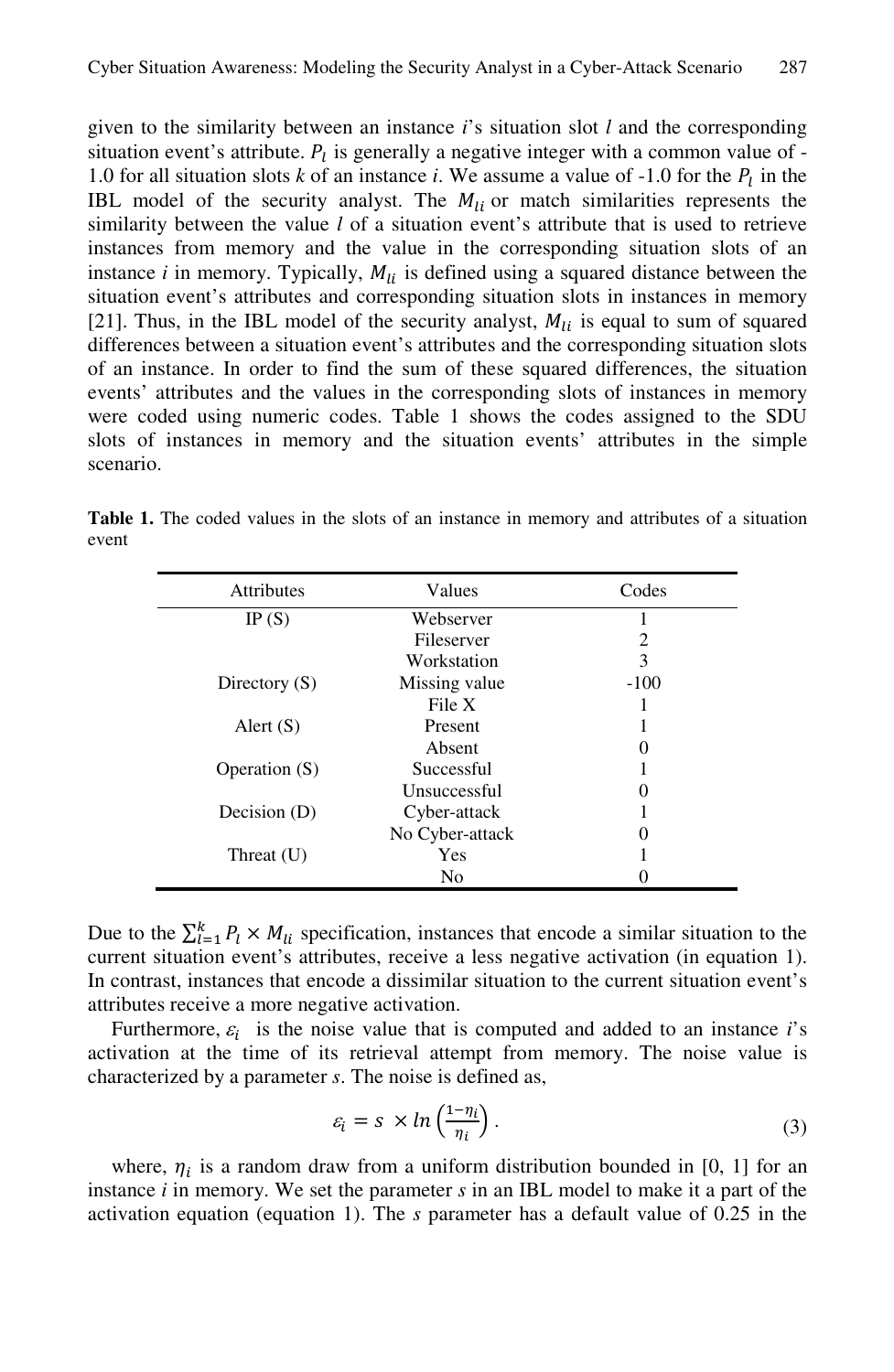given to the similarity between an instance *i*'s situation slot *l* and the corresponding situation event's attribute. $P_l$ is generally a negative integer with a common value of -1.0 for all situation slots *k* of an instance *i*. We assume a value of -1.0 for the $P_l$ in the IBL model of the security analyst. The $M_{li}$ or match similarities represents the similarity between the value *l* of a situation event's attribute that is used to retrieve instances from memory and the value in the corresponding situation slots of an instance *i* in memory. Typically, $M_{li}$ is defined using a squared distance between the situation event's attributes and corresponding situation slots in instances in memory [21]. Thus, in the IBL model of the security analyst, $M_{li}$ is equal to sum of squared differences between a situation event's attributes and the corresponding situation slots of an instance. In order to find the sum of these squared differences, the situation events' attributes and the values in the corresponding slots of instances in memory were coded using numeric codes. Table 1 shows the codes assigned to the SDU slots of instances in memory and the situation events' attributes in the simple scenario.

**Table 1.** The coded values in the slots of an instance in memory and attributes of a situation event

| Attributes | Values | Codes |
|---|---|---|
| IP (S) | Webserver | 1 |
| | Fileserver | 2 |
| | Workstation | 3 |
| Directory (S) | Missing value | -100 |
| | File X | 1 |
| Alert (S) | Present | 1 |
| | Absent | 0 |
| Operation (S) | Successful | 1 |
| | Unsuccessful | 0 |
| Decision (D) | Cyber-attack | 1 |
| | No Cyber-attack | 0 |
| Threat (U) | Yes | 1 |
| | No | 0 |

Due to the $\sum_{l=1}^{k} P_l \times M_{li}$ specification, instances that encode a similar situation to the current situation event's attributes, receive a less negative activation (in equation 1). In contrast, instances that encode a dissimilar situation to the current situation event's attributes receive a more negative activation.

Furthermore, $\varepsilon_i$ is the noise value that is computed and added to an instance *i*'s activation at the time of its retrieval attempt from memory. The noise value is characterized by a parameter *s*. The noise is defined as,

$$\varepsilon_i = s \times ln\left(\frac{1-\eta_i}{\eta_i}\right). \tag{3}$$

where, $\eta_i$ is a random draw from a uniform distribution bounded in [0, 1] for an instance *i* in memory. We set the parameter *s* in an IBL model to make it a part of the activation equation (equation 1). The *s* parameter has a default value of 0.25 in the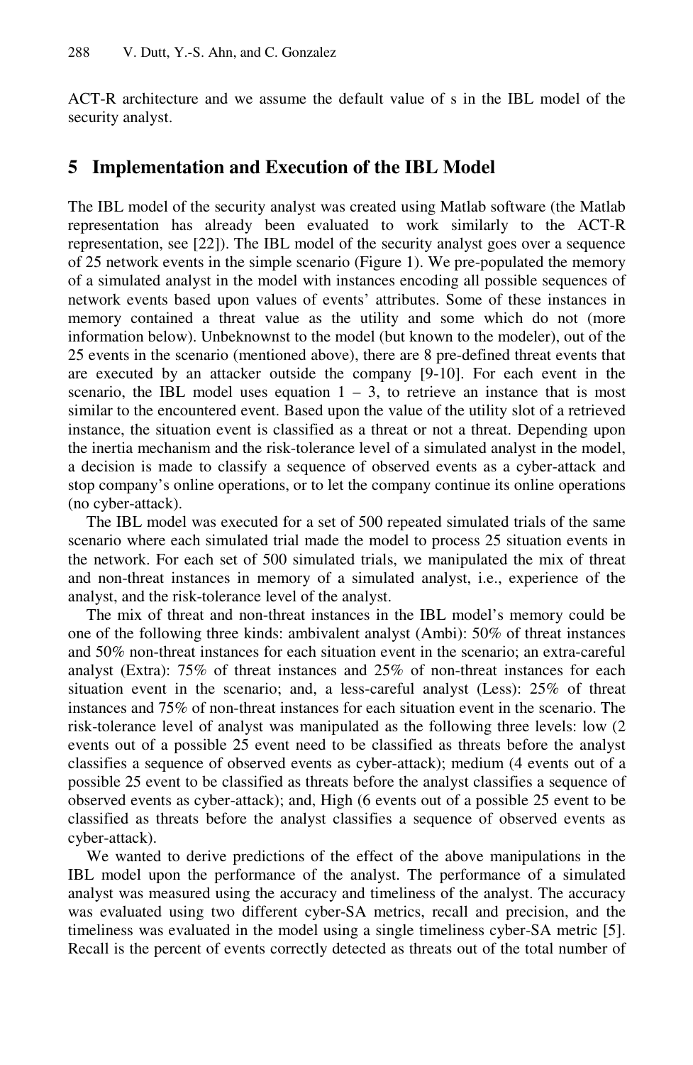ACT-R architecture and we assume the default value of s in the IBL model of the security analyst.

## 5 Implementation and Execution of the IBL Model

The IBL model of the security analyst was created using Matlab software (the Matlab representation has already been evaluated to work similarly to the ACT-R representation, see [22]). The IBL model of the security analyst goes over a sequence of 25 network events in the simple scenario (Figure 1). We pre-populated the memory of a simulated analyst in the model with instances encoding all possible sequences of network events based upon values of events' attributes. Some of these instances in memory contained a threat value as the utility and some which do not (more information below). Unbeknownst to the model (but known to the modeler), out of the 25 events in the scenario (mentioned above), there are 8 pre-defined threat events that are executed by an attacker outside the company [9-10]. For each event in the scenario, the IBL model uses equation 1 – 3, to retrieve an instance that is most similar to the encountered event. Based upon the value of the utility slot of a retrieved instance, the situation event is classified as a threat or not a threat. Depending upon the inertia mechanism and the risk-tolerance level of a simulated analyst in the model, a decision is made to classify a sequence of observed events as a cyber-attack and stop company's online operations, or to let the company continue its online operations (no cyber-attack).

The IBL model was executed for a set of 500 repeated simulated trials of the same scenario where each simulated trial made the model to process 25 situation events in the network. For each set of 500 simulated trials, we manipulated the mix of threat and non-threat instances in memory of a simulated analyst, i.e., experience of the analyst, and the risk-tolerance level of the analyst.

The mix of threat and non-threat instances in the IBL model's memory could be one of the following three kinds: ambivalent analyst (Ambi): 50% of threat instances and 50% non-threat instances for each situation event in the scenario; an extra-careful analyst (Extra): 75% of threat instances and 25% of non-threat instances for each situation event in the scenario; and, a less-careful analyst (Less): 25% of threat instances and 75% of non-threat instances for each situation event in the scenario. The risk-tolerance level of analyst was manipulated as the following three levels: low (2 events out of a possible 25 event need to be classified as threats before the analyst classifies a sequence of observed events as cyber-attack); medium (4 events out of a possible 25 event to be classified as threats before the analyst classifies a sequence of observed events as cyber-attack); and, High (6 events out of a possible 25 event to be classified as threats before the analyst classifies a sequence of observed events as cyber-attack).

We wanted to derive predictions of the effect of the above manipulations in the IBL model upon the performance of the analyst. The performance of a simulated analyst was measured using the accuracy and timeliness of the analyst. The accuracy was evaluated using two different cyber-SA metrics, recall and precision, and the timeliness was evaluated in the model using a single timeliness cyber-SA metric [5]. Recall is the percent of events correctly detected as threats out of the total number of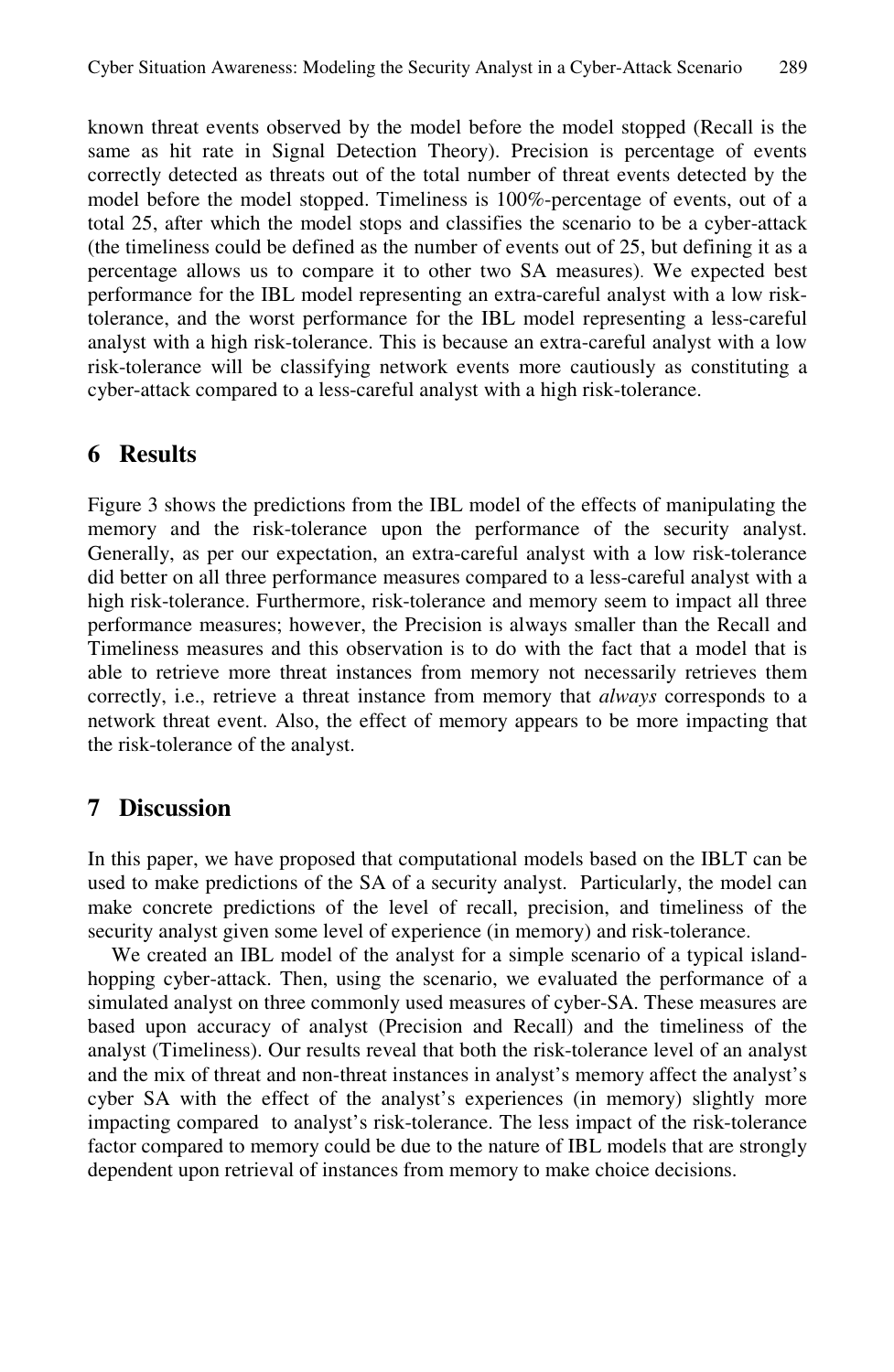known threat events observed by the model before the model stopped (Recall is the same as hit rate in Signal Detection Theory). Precision is percentage of events correctly detected as threats out of the total number of threat events detected by the model before the model stopped. Timeliness is 100%-percentage of events, out of a total 25, after which the model stops and classifies the scenario to be a cyber-attack (the timeliness could be defined as the number of events out of 25, but defining it as a percentage allows us to compare it to other two SA measures). We expected best performance for the IBL model representing an extra-careful analyst with a low risk-tolerance, and the worst performance for the IBL model representing a less-careful analyst with a high risk-tolerance. This is because an extra-careful analyst with a low risk-tolerance will be classifying network events more cautiously as constituting a cyber-attack compared to a less-careful analyst with a high risk-tolerance.

## 6 Results

Figure 3 shows the predictions from the IBL model of the effects of manipulating the memory and the risk-tolerance upon the performance of the security analyst. Generally, as per our expectation, an extra-careful analyst with a low risk-tolerance did better on all three performance measures compared to a less-careful analyst with a high risk-tolerance. Furthermore, risk-tolerance and memory seem to impact all three performance measures; however, the Precision is always smaller than the Recall and Timeliness measures and this observation is to do with the fact that a model that is able to retrieve more threat instances from memory not necessarily retrieves them correctly, i.e., retrieve a threat instance from memory that *always* corresponds to a network threat event. Also, the effect of memory appears to be more impacting that the risk-tolerance of the analyst.

## 7 Discussion

In this paper, we have proposed that computational models based on the IBLT can be used to make predictions of the SA of a security analyst. Particularly, the model can make concrete predictions of the level of recall, precision, and timeliness of the security analyst given some level of experience (in memory) and risk-tolerance.

We created an IBL model of the analyst for a simple scenario of a typical island-hopping cyber-attack. Then, using the scenario, we evaluated the performance of a simulated analyst on three commonly used measures of cyber-SA. These measures are based upon accuracy of analyst (Precision and Recall) and the timeliness of the analyst (Timeliness). Our results reveal that both the risk-tolerance level of an analyst and the mix of threat and non-threat instances in analyst's memory affect the analyst's cyber SA with the effect of the analyst's experiences (in memory) slightly more impacting compared to analyst's risk-tolerance. The less impact of the risk-tolerance factor compared to memory could be due to the nature of IBL models that are strongly dependent upon retrieval of instances from memory to make choice decisions.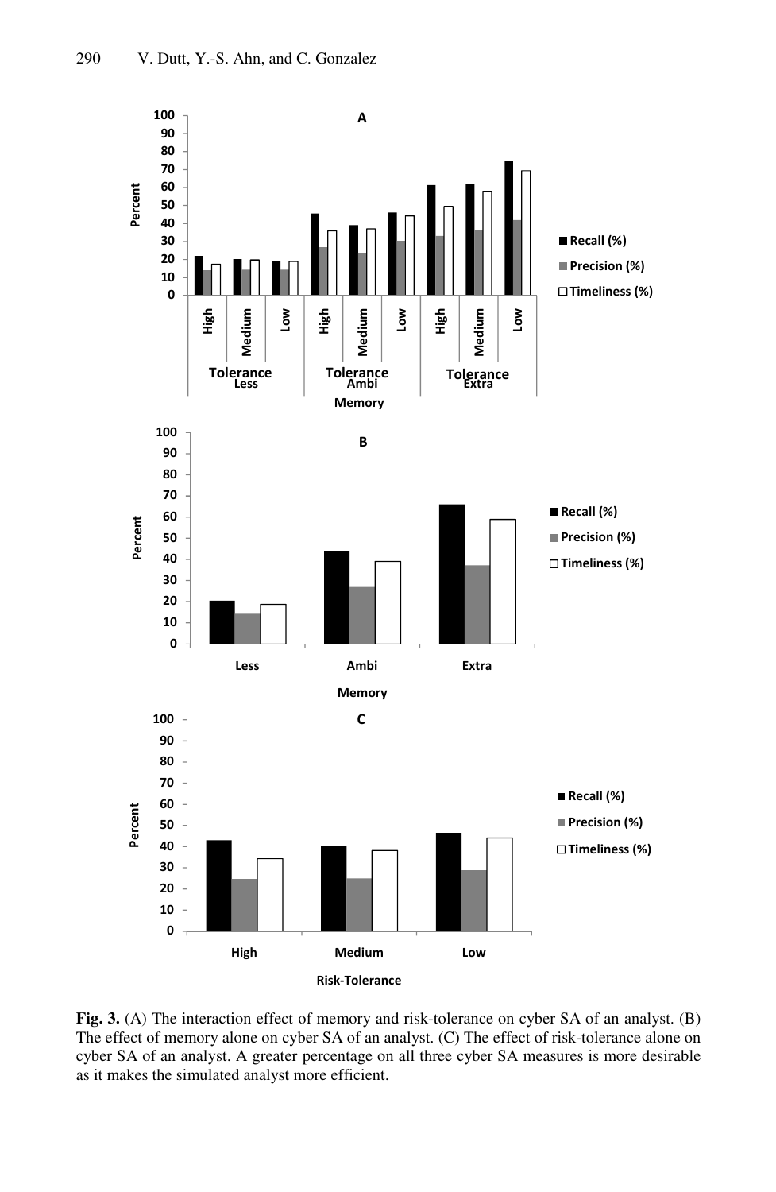Fig. 3. (A) The interaction effect of memory and risk-tolerance on cyber SA of an analyst. (B) The effect of memory alone on cyber SA of an analyst. (C) The effect of risk-tolerance alone on cyber SA of an analyst. A greater percentage on all three cyber SA measures is more desirable as it makes the simulated analyst more efficient.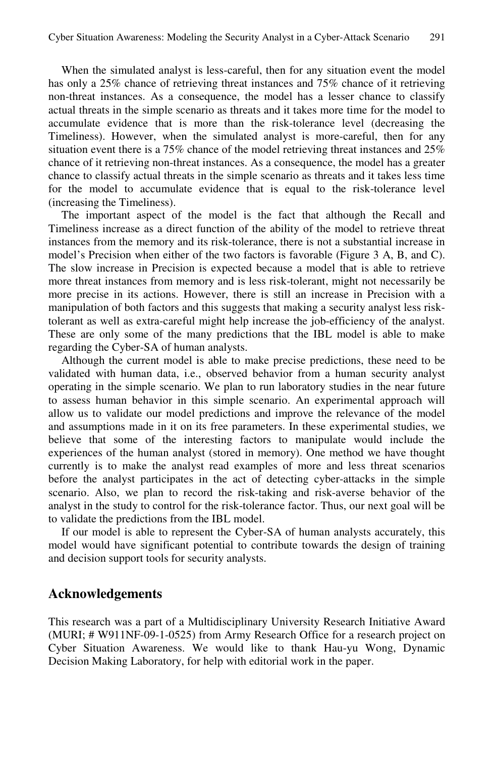When the simulated analyst is less-careful, then for any situation event the model has only a 25% chance of retrieving threat instances and 75% chance of it retrieving non-threat instances. As a consequence, the model has a lesser chance to classify actual threats in the simple scenario as threats and it takes more time for the model to accumulate evidence that is more than the risk-tolerance level (decreasing the Timeliness). However, when the simulated analyst is more-careful, then for any situation event there is a 75% chance of the model retrieving threat instances and 25% chance of it retrieving non-threat instances. As a consequence, the model has a greater chance to classify actual threats in the simple scenario as threats and it takes less time for the model to accumulate evidence that is equal to the risk-tolerance level (increasing the Timeliness).

The important aspect of the model is the fact that although the Recall and Timeliness increase as a direct function of the ability of the model to retrieve threat instances from the memory and its risk-tolerance, there is not a substantial increase in model's Precision when either of the two factors is favorable (Figure 3 A, B, and C). The slow increase in Precision is expected because a model that is able to retrieve more threat instances from memory and is less risk-tolerant, might not necessarily be more precise in its actions. However, there is still an increase in Precision with a manipulation of both factors and this suggests that making a security analyst less risk-tolerant as well as extra-careful might help increase the job-efficiency of the analyst. These are only some of the many predictions that the IBL model is able to make regarding the Cyber-SA of human analysts.

Although the current model is able to make precise predictions, these need to be validated with human data, i.e., observed behavior from a human security analyst operating in the simple scenario. We plan to run laboratory studies in the near future to assess human behavior in this simple scenario. An experimental approach will allow us to validate our model predictions and improve the relevance of the model and assumptions made in it on its free parameters. In these experimental studies, we believe that some of the interesting factors to manipulate would include the experiences of the human analyst (stored in memory). One method we have thought currently is to make the analyst read examples of more and less threat scenarios before the analyst participates in the act of detecting cyber-attacks in the simple scenario. Also, we plan to record the risk-taking and risk-averse behavior of the analyst in the study to control for the risk-tolerance factor. Thus, our next goal will be to validate the predictions from the IBL model.

If our model is able to represent the Cyber-SA of human analysts accurately, this model would have significant potential to contribute towards the design of training and decision support tools for security analysts.

## Acknowledgements

This research was a part of a Multidisciplinary University Research Initiative Award (MURI; # W911NF-09-1-0525) from Army Research Office for a research project on Cyber Situation Awareness. We would like to thank Hau-yu Wong, Dynamic Decision Making Laboratory, for help with editorial work in the paper.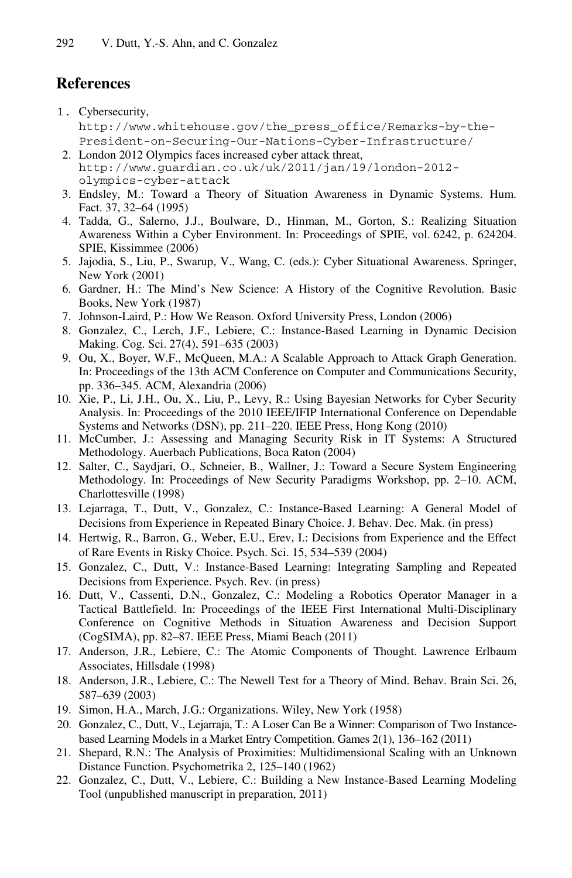## References

1. Cybersecurity, http://www.whitehouse.gov/the_press_office/Remarks-by-the-President-on-Securing-Our-Nations-Cyber-Infrastructure/
2. London 2012 Olympics faces increased cyber attack threat, http://www.guardian.co.uk/uk/2011/jan/19/london-2012-olympics-cyber-attack
3. Endsley, M.: Toward a Theory of Situation Awareness in Dynamic Systems. Hum. Fact. 37, 32–64 (1995)
4. Tadda, G., Salerno, J.J., Boulware, D., Hinman, M., Gorton, S.: Realizing Situation Awareness Within a Cyber Environment. In: Proceedings of SPIE, vol. 6242, p. 624204. SPIE, Kissimmee (2006)
5. Jajodia, S., Liu, P., Swarup, V., Wang, C. (eds.): Cyber Situational Awareness. Springer, New York (2001)
6. Gardner, H.: The Mind's New Science: A History of the Cognitive Revolution. Basic Books, New York (1987)
7. Johnson-Laird, P.: How We Reason. Oxford University Press, London (2006)
8. Gonzalez, C., Lerch, J.F., Lebiere, C.: Instance-Based Learning in Dynamic Decision Making. Cog. Sci. 27(4), 591–635 (2003)
9. Ou, X., Boyer, W.F., McQueen, M.A.: A Scalable Approach to Attack Graph Generation. In: Proceedings of the 13th ACM Conference on Computer and Communications Security, pp. 336–345. ACM, Alexandria (2006)
10. Xie, P., Li, J.H., Ou, X., Liu, P., Levy, R.: Using Bayesian Networks for Cyber Security Analysis. In: Proceedings of the 2010 IEEE/IFIP International Conference on Dependable Systems and Networks (DSN), pp. 211–220. IEEE Press, Hong Kong (2010)
11. McCumber, J.: Assessing and Managing Security Risk in IT Systems: A Structured Methodology. Auerbach Publications, Boca Raton (2004)
12. Salter, C., Saydjari, O., Schneier, B., Wallner, J.: Toward a Secure System Engineering Methodology. In: Proceedings of New Security Paradigms Workshop, pp. 2–10. ACM, Charlottesville (1998)
13. Lejarraga, T., Dutt, V., Gonzalez, C.: Instance-Based Learning: A General Model of Decisions from Experience in Repeated Binary Choice. J. Behav. Dec. Mak. (in press)
14. Hertwig, R., Barron, G., Weber, E.U., Erev, I.: Decisions from Experience and the Effect of Rare Events in Risky Choice. Psych. Sci. 15, 534–539 (2004)
15. Gonzalez, C., Dutt, V.: Instance-Based Learning: Integrating Sampling and Repeated Decisions from Experience. Psych. Rev. (in press)
16. Dutt, V., Cassenti, D.N., Gonzalez, C.: Modeling a Robotics Operator Manager in a Tactical Battlefield. In: Proceedings of the IEEE First International Multi-Disciplinary Conference on Cognitive Methods in Situation Awareness and Decision Support (CogSIMA), pp. 82–87. IEEE Press, Miami Beach (2011)
17. Anderson, J.R., Lebiere, C.: The Atomic Components of Thought. Lawrence Erlbaum Associates, Hillsdale (1998)
18. Anderson, J.R., Lebiere, C.: The Newell Test for a Theory of Mind. Behav. Brain Sci. 26, 587–639 (2003)
19. Simon, H.A., March, J.G.: Organizations. Wiley, New York (1958)
20. Gonzalez, C., Dutt, V., Lejarraja, T.: A Loser Can Be a Winner: Comparison of Two Instance-based Learning Models in a Market Entry Competition. Games 2(1), 136–162 (2011)
21. Shepard, R.N.: The Analysis of Proximities: Multidimensional Scaling with an Unknown Distance Function. Psychometrika 2, 125–140 (1962)
22. Gonzalez, C., Dutt, V., Lebiere, C.: Building a New Instance-Based Learning Modeling Tool (unpublished manuscript in preparation, 2011)